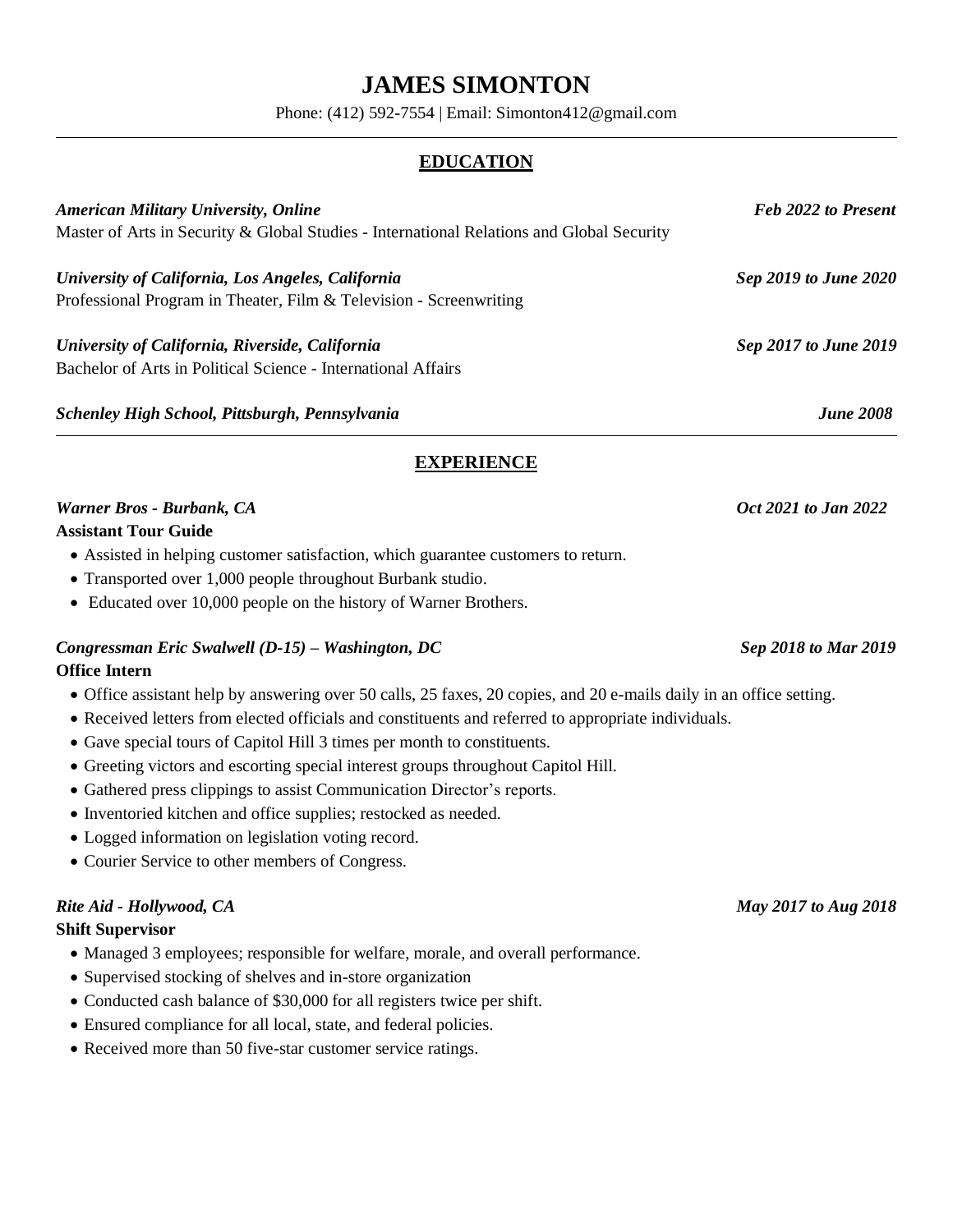# JAMES SIMONTON

Phone: (412) 592-7554 | Email: Simonton412@gmail.com

## EDUCATION

***American Military University, Online*** — ***Feb 2022 to Present***
Master of Arts in Security & Global Studies - International Relations and Global Security

***University of California, Los Angeles, California*** — ***Sep 2019 to June 2020***
Professional Program in Theater, Film & Television - Screenwriting

***University of California, Riverside, California*** — ***Sep 2017 to June 2019***
Bachelor of Arts in Political Science - International Affairs

***Schenley High School, Pittsburgh, Pennsylvania*** — ***June 2008***

## EXPERIENCE

***Warner Bros - Burbank, CA*** — ***Oct 2021 to Jan 2022***
**Assistant Tour Guide**

- Assisted in helping customer satisfaction, which guarantee customers to return.
- Transported over 1,000 people throughout Burbank studio.
- Educated over 10,000 people on the history of Warner Brothers.

***Congressman Eric Swalwell (D-15) – Washington, DC*** — ***Sep 2018 to Mar 2019***
**Office Intern**

- Office assistant help by answering over 50 calls, 25 faxes, 20 copies, and 20 e-mails daily in an office setting.
- Received letters from elected officials and constituents and referred to appropriate individuals.
- Gave special tours of Capitol Hill 3 times per month to constituents.
- Greeting victors and escorting special interest groups throughout Capitol Hill.
- Gathered press clippings to assist Communication Director's reports.
- Inventoried kitchen and office supplies; restocked as needed.
- Logged information on legislation voting record.
- Courier Service to other members of Congress.

***Rite Aid - Hollywood, CA*** — ***May 2017 to Aug 2018***
**Shift Supervisor**

- Managed 3 employees; responsible for welfare, morale, and overall performance.
- Supervised stocking of shelves and in-store organization
- Conducted cash balance of $30,000 for all registers twice per shift.
- Ensured compliance for all local, state, and federal policies.
- Received more than 50 five-star customer service ratings.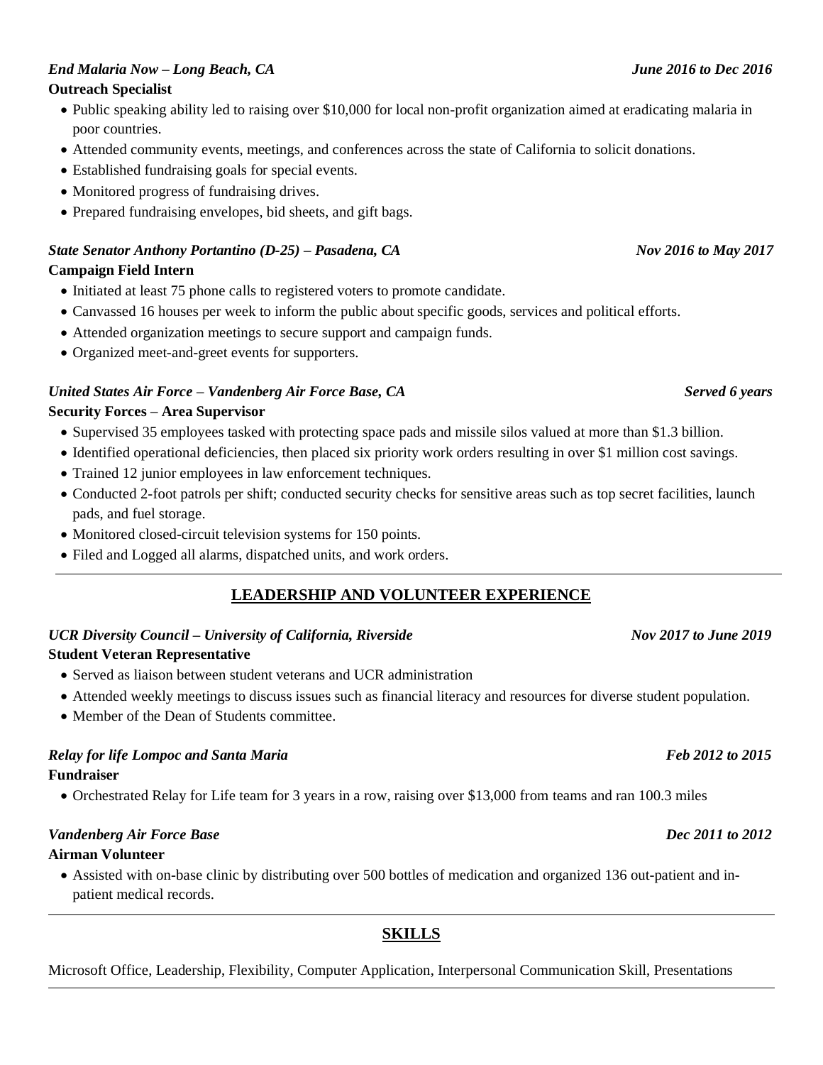***End Malaria Now – Long Beach, CA*** ***June 2016 to Dec 2016***

**Outreach Specialist**

- Public speaking ability led to raising over $10,000 for local non-profit organization aimed at eradicating malaria in poor countries.
- Attended community events, meetings, and conferences across the state of California to solicit donations.
- Established fundraising goals for special events.
- Monitored progress of fundraising drives.
- Prepared fundraising envelopes, bid sheets, and gift bags.

***State Senator Anthony Portantino (D-25) – Pasadena, CA*** ***Nov 2016 to May 2017***

**Campaign Field Intern**

- Initiated at least 75 phone calls to registered voters to promote candidate.
- Canvassed 16 houses per week to inform the public about specific goods, services and political efforts.
- Attended organization meetings to secure support and campaign funds.
- Organized meet-and-greet events for supporters.

***United States Air Force – Vandenberg Air Force Base, CA*** ***Served 6 years***

**Security Forces – Area Supervisor**

- Supervised 35 employees tasked with protecting space pads and missile silos valued at more than $1.3 billion.
- Identified operational deficiencies, then placed six priority work orders resulting in over $1 million cost savings.
- Trained 12 junior employees in law enforcement techniques.
- Conducted 2-foot patrols per shift; conducted security checks for sensitive areas such as top secret facilities, launch pads, and fuel storage.
- Monitored closed-circuit television systems for 150 points.
- Filed and Logged all alarms, dispatched units, and work orders.

---

## LEADERSHIP AND VOLUNTEER EXPERIENCE

***UCR Diversity Council – University of California, Riverside*** ***Nov 2017 to June 2019***

**Student Veteran Representative**

- Served as liaison between student veterans and UCR administration
- Attended weekly meetings to discuss issues such as financial literacy and resources for diverse student population.
- Member of the Dean of Students committee.

***Relay for life Lompoc and Santa Maria*** ***Feb 2012 to 2015***

**Fundraiser**

- Orchestrated Relay for Life team for 3 years in a row, raising over $13,000 from teams and ran 100.3 miles

***Vandenberg Air Force Base*** ***Dec 2011 to 2012***

**Airman Volunteer**

- Assisted with on-base clinic by distributing over 500 bottles of medication and organized 136 out-patient and in-patient medical records.

---

## SKILLS

Microsoft Office, Leadership, Flexibility, Computer Application, Interpersonal Communication Skill, Presentations

---